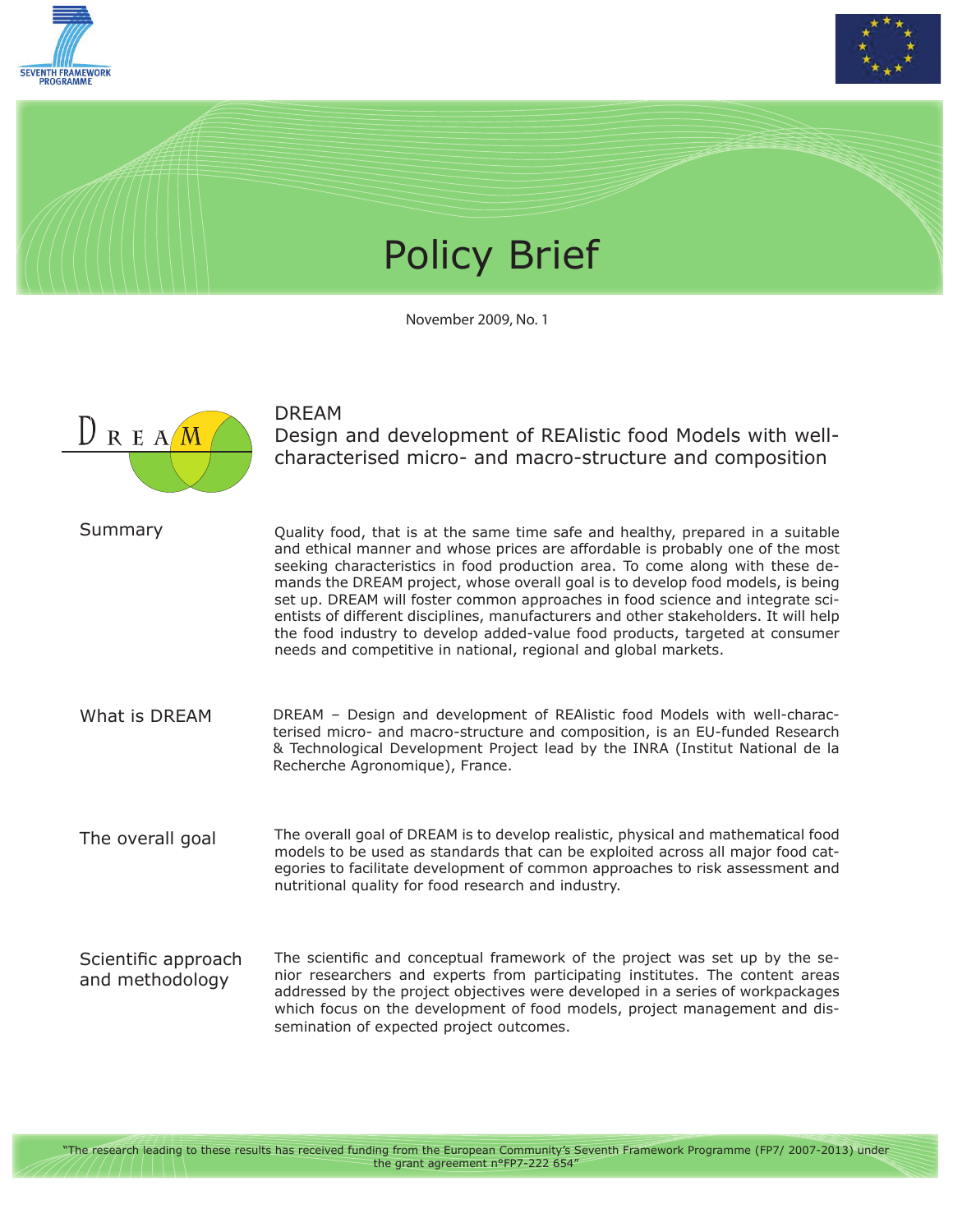SEVENTH FRAMEWORK PROGRAMME

# Policy Brief

November 2009, No. 1

## DREAM
## Design and development of REAlistic food Models with well-characterised micro- and macro-structure and composition

### Summary

Quality food, that is at the same time safe and healthy, prepared in a suitable and ethical manner and whose prices are affordable is probably one of the most seeking characteristics in food production area. To come along with these demands the DREAM project, whose overall goal is to develop food models, is being set up. DREAM will foster common approaches in food science and integrate scientists of different disciplines, manufacturers and other stakeholders. It will help the food industry to develop added-value food products, targeted at consumer needs and competitive in national, regional and global markets.

### What is DREAM

DREAM – Design and development of REAlistic food Models with well-characterised micro- and macro-structure and composition, is an EU-funded Research & Technological Development Project lead by the INRA (Institut National de la Recherche Agronomique), France.

### The overall goal

The overall goal of DREAM is to develop realistic, physical and mathematical food models to be used as standards that can be exploited across all major food categories to facilitate development of common approaches to risk assessment and nutritional quality for food research and industry.

### Scientific approach and methodology

The scientific and conceptual framework of the project was set up by the senior researchers and experts from participating institutes. The content areas addressed by the project objectives were developed in a series of workpackages which focus on the development of food models, project management and dissemination of expected project outcomes.

"The research leading to these results has received funding from the European Community's Seventh Framework Programme (FP7/ 2007-2013) under the grant agreement n°FP7-222 654"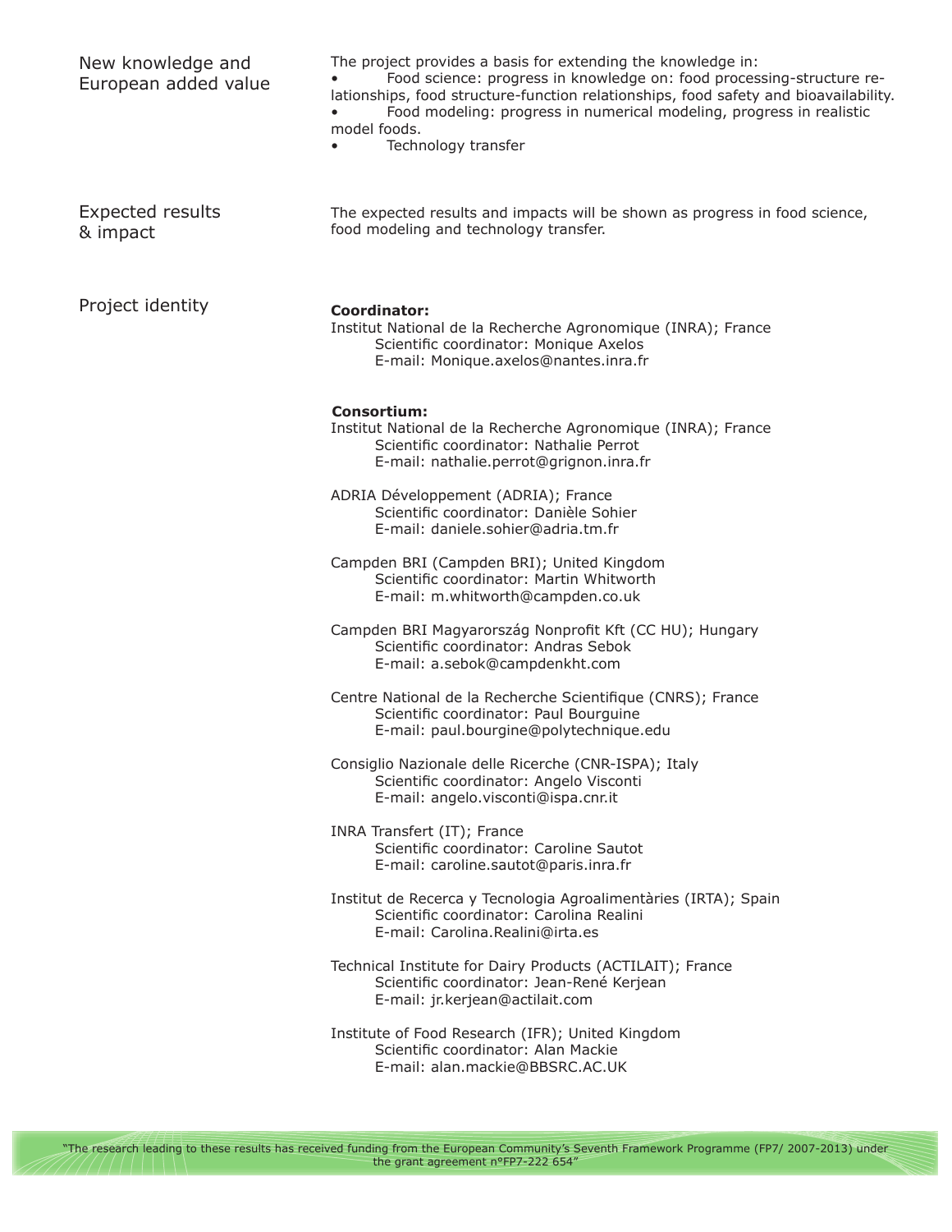## New knowledge and European added value

The project provides a basis for extending the knowledge in:

- Food science: progress in knowledge on: food processing-structure relationships, food structure-function relationships, food safety and bioavailability.
- Food modeling: progress in numerical modeling, progress in realistic model foods.
- Technology transfer

## Expected results & impact

The expected results and impacts will be shown as progress in food science, food modeling and technology transfer.

## Project identity

**Coordinator:**
Institut National de la Recherche Agronomique (INRA); France
Scientific coordinator: Monique Axelos
E-mail: Monique.axelos@nantes.inra.fr

**Consortium:**
Institut National de la Recherche Agronomique (INRA); France
Scientific coordinator: Nathalie Perrot
E-mail: nathalie.perrot@grignon.inra.fr

ADRIA Développement (ADRIA); France
Scientific coordinator: Danièle Sohier
E-mail: daniele.sohier@adria.tm.fr

Campden BRI (Campden BRI); United Kingdom
Scientific coordinator: Martin Whitworth
E-mail: m.whitworth@campden.co.uk

Campden BRI Magyarország Nonprofit Kft (CC HU); Hungary
Scientific coordinator: Andras Sebok
E-mail: a.sebok@campdenkht.com

Centre National de la Recherche Scientifique (CNRS); France
Scientific coordinator: Paul Bourguine
E-mail: paul.bourgine@polytechnique.edu

Consiglio Nazionale delle Ricerche (CNR-ISPA); Italy
Scientific coordinator: Angelo Visconti
E-mail: angelo.visconti@ispa.cnr.it

INRA Transfert (IT); France
Scientific coordinator: Caroline Sautot
E-mail: caroline.sautot@paris.inra.fr

Institut de Recerca y Tecnologia Agroalimentàries (IRTA); Spain
Scientific coordinator: Carolina Realini
E-mail: Carolina.Realini@irta.es

Technical Institute for Dairy Products (ACTILAIT); France
Scientific coordinator: Jean-René Kerjean
E-mail: jr.kerjean@actilait.com

Institute of Food Research (IFR); United Kingdom
Scientific coordinator: Alan Mackie
E-mail: alan.mackie@BBSRC.AC.UK

"The research leading to these results has received funding from the European Community's Seventh Framework Programme (FP7/ 2007-2013) under the grant agreement n°FP7-222 654"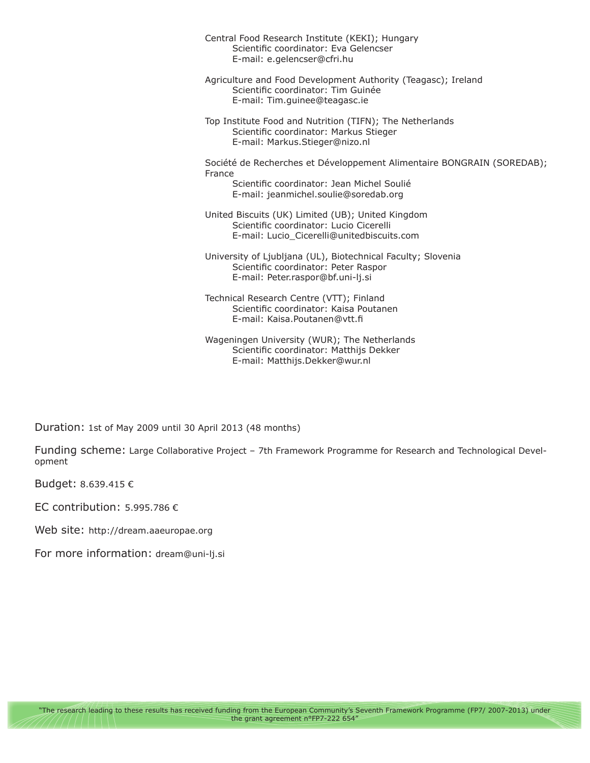Central Food Research Institute (KEKI); Hungary
Scientific coordinator: Eva Gelencser
E-mail: e.gelencser@cfri.hu

Agriculture and Food Development Authority (Teagasc); Ireland
Scientific coordinator: Tim Guinée
E-mail: Tim.guinee@teagasc.ie

Top Institute Food and Nutrition (TIFN); The Netherlands
Scientific coordinator: Markus Stieger
E-mail: Markus.Stieger@nizo.nl

Société de Recherches et Développement Alimentaire BONGRAIN (SOREDAB); France
Scientific coordinator: Jean Michel Soulié
E-mail: jeanmichel.soulie@soredab.org

United Biscuits (UK) Limited (UB); United Kingdom
Scientific coordinator: Lucio Cicerelli
E-mail: Lucio_Cicerelli@unitedbiscuits.com

University of Ljubljana (UL), Biotechnical Faculty; Slovenia
Scientific coordinator: Peter Raspor
E-mail: Peter.raspor@bf.uni-lj.si

Technical Research Centre (VTT); Finland
Scientific coordinator: Kaisa Poutanen
E-mail: Kaisa.Poutanen@vtt.fi

Wageningen University (WUR); The Netherlands
Scientific coordinator: Matthijs Dekker
E-mail: Matthijs.Dekker@wur.nl

Duration: 1st of May 2009 until 30 April 2013 (48 months)

Funding scheme: Large Collaborative Project – 7th Framework Programme for Research and Technological Development

Budget: 8.639.415 €

EC contribution: 5.995.786 €

Web site: http://dream.aaeuropae.org

For more information: dream@uni-lj.si

"The research leading to these results has received funding from the European Community's Seventh Framework Programme (FP7/ 2007-2013) under the grant agreement n°FP7-222 654"